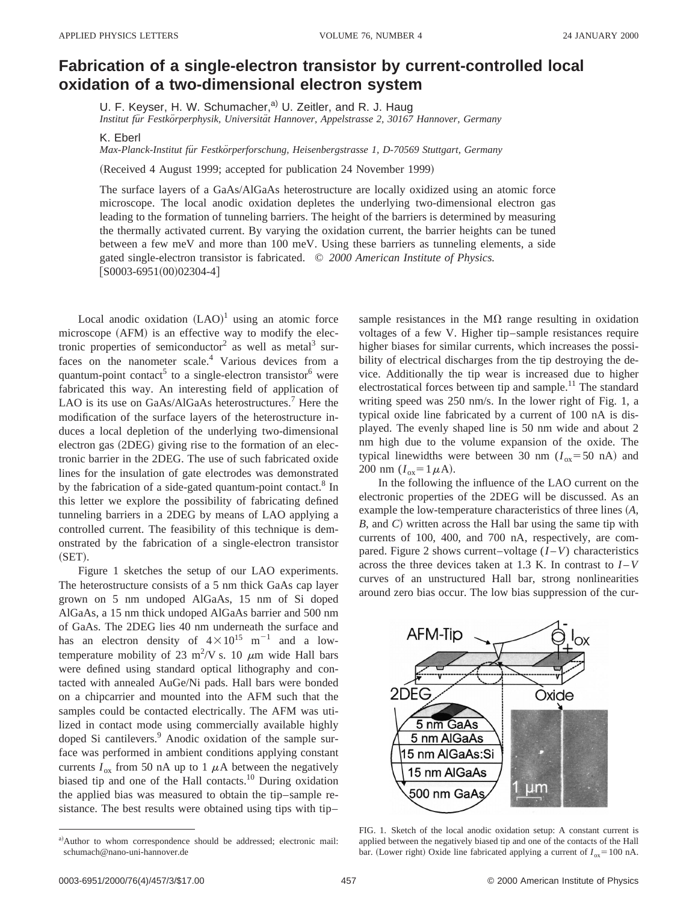# Fabrication of a single-electron transistor by current-controlled local oxidation of a two-dimensional electron system

U. F. Keyser, H. W. Schumacher,[a] U. Zeitler, and R. J. Haug

*Institut für Festkörperphysik, Universität Hannover, Appelstrasse 2, 30167 Hannover, Germany*

K. Eberl

*Max-Planck-Institut für Festkörperforschung, Heisenbergstrasse 1, D-70569 Stuttgart, Germany*

(Received 4 August 1999; accepted for publication 24 November 1999)

The surface layers of a GaAs/AlGaAs heterostructure are locally oxidized using an atomic force microscope. The local anodic oxidation depletes the underlying two-dimensional electron gas leading to the formation of tunneling barriers. The height of the barriers is determined by measuring the thermally activated current. By varying the oxidation current, the barrier heights can be tuned between a few meV and more than 100 meV. Using these barriers as tunneling elements, a side gated single-electron transistor is fabricated. © *2000 American Institute of Physics.* [S0003-6951(00)02304-4]

Local anodic oxidation (LAO)[1] using an atomic force microscope (AFM) is an effective way to modify the electronic properties of semiconductor[2] as well as metal[3] surfaces on the nanometer scale.[4] Various devices from a quantum-point contact[5] to a single-electron transistor[6] were fabricated this way. An interesting field of application of LAO is its use on GaAs/AlGaAs heterostructures.[7] Here the modification of the surface layers of the heterostructure induces a local depletion of the underlying two-dimensional electron gas (2DEG) giving rise to the formation of an electronic barrier in the 2DEG. The use of such fabricated oxide lines for the insulation of gate electrodes was demonstrated by the fabrication of a side-gated quantum-point contact.[8] In this letter we explore the possibility of fabricating defined tunneling barriers in a 2DEG by means of LAO applying a controlled current. The feasibility of this technique is demonstrated by the fabrication of a single-electron transistor (SET).

Figure 1 sketches the setup of our LAO experiments. The heterostructure consists of a 5 nm thick GaAs cap layer grown on 5 nm undoped AlGaAs, 15 nm of Si doped AlGaAs, a 15 nm thick undoped AlGaAs barrier and 500 nm of GaAs. The 2DEG lies 40 nm underneath the surface and has an electron density of $4\times10^{15}$ $m^{-1}$ and a low-temperature mobility of 23 $m^2/V$ s. 10 $\mu$m wide Hall bars were defined using standard optical lithography and contacted with annealed AuGe/Ni pads. Hall bars were bonded on a chipcarrier and mounted into the AFM such that the samples could be contacted electrically. The AFM was utilized in contact mode using commercially available highly doped Si cantilevers.[9] Anodic oxidation of the sample surface was performed in ambient conditions applying constant currents $I_{ox}$ from 50 nA up to 1 $\mu$A between the negatively biased tip and one of the Hall contacts.[10] During oxidation the applied bias was measured to obtain the tip–sample resistance. The best results were obtained using tips with tip–sample resistances in the M$\Omega$ range resulting in oxidation voltages of a few V. Higher tip–sample resistances require higher biases for similar currents, which increases the possibility of electrical discharges from the tip destroying the device. Additionally the tip wear is increased due to higher electrostatical forces between tip and sample.[11] The standard writing speed was 250 nm/s. In the lower right of Fig. 1, a typical oxide line fabricated by a current of 100 nA is displayed. The evenly shaped line is 50 nm wide and about 2 nm high due to the volume expansion of the oxide. The typical linewidths were between 30 nm ($I_{ox}=50$ nA) and 200 nm ($I_{ox}=1\,\mu$A).

In the following the influence of the LAO current on the electronic properties of the 2DEG will be discussed. As an example the low-temperature characteristics of three lines (*A*, *B*, and *C*) written across the Hall bar using the same tip with currents of 100, 400, and 700 nA, respectively, are compared. Figure 2 shows current–voltage ($I-V$) characteristics across the three devices taken at 1.3 K. In contrast to $I-V$ curves of an unstructured Hall bar, strong nonlinearities around zero bias occur. The low bias suppression of the cur-

FIG. 1. Sketch of the local anodic oxidation setup: A constant current is applied between the negatively biased tip and one of the contacts of the Hall bar. (Lower right) Oxide line fabricated applying a current of $I_{ox}=100$ nA.

[a]Author to whom correspondence should be addressed; electronic mail: schumach@nano-uni-hannover.de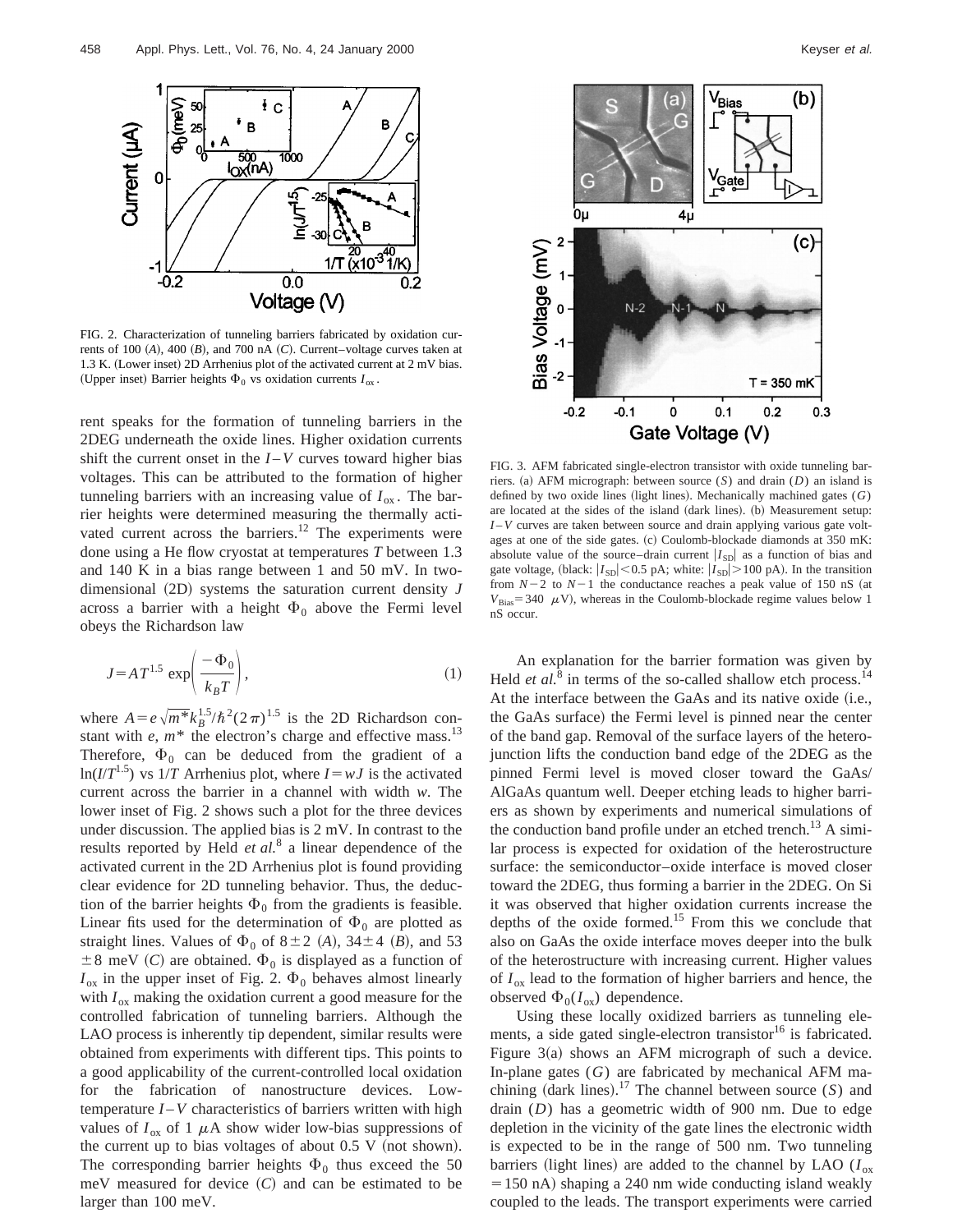FIG. 2. Characterization of tunneling barriers fabricated by oxidation currents of 100 ($A$), 400 ($B$), and 700 nA ($C$). Current–voltage curves taken at 1.3 K. (Lower inset) 2D Arrhenius plot of the activated current at 2 mV bias. (Upper inset) Barrier heights $\Phi_0$ vs oxidation currents $I_{\mathrm{ox}}$.

rent speaks for the formation of tunneling barriers in the 2DEG underneath the oxide lines. Higher oxidation currents shift the current onset in the $I$–$V$ curves toward higher bias voltages. This can be attributed to the formation of higher tunneling barriers with an increasing value of $I_{\mathrm{ox}}$. The barrier heights were determined measuring the thermally activated current across the barriers.[12] The experiments were done using a He flow cryostat at temperatures $T$ between 1.3 and 140 K in a bias range between 1 and 50 mV. In two-dimensional (2D) systems the saturation current density $J$ across a barrier with a height $\Phi_0$ above the Fermi level obeys the Richardson law

$$J = AT^{1.5} \exp\left(\frac{-\Phi_0}{k_B T}\right), \tag{1}$$

where $A = e\sqrt{m^*}k_B^{1.5}/\hbar^2(2\pi)^{1.5}$ is the 2D Richardson constant with $e$, $m^*$ the electron's charge and effective mass.[13] Therefore, $\Phi_0$ can be deduced from the gradient of a $\ln(I/T^{1.5})$ vs $1/T$ Arrhenius plot, where $I = wJ$ is the activated current across the barrier in a channel with width $w$. The lower inset of Fig. 2 shows such a plot for the three devices under discussion. The applied bias is 2 mV. In contrast to the results reported by Held *et al.*[8] a linear dependence of the activated current in the 2D Arrhenius plot is found providing clear evidence for 2D tunneling behavior. Thus, the deduction of the barrier heights $\Phi_0$ from the gradients is feasible. Linear fits used for the determination of $\Phi_0$ are plotted as straight lines. Values of $\Phi_0$ of $8 \pm 2$ ($A$), $34 \pm 4$ ($B$), and $53 \pm 8$ meV ($C$) are obtained. $\Phi_0$ is displayed as a function of $I_{\mathrm{ox}}$ in the upper inset of Fig. 2. $\Phi_0$ behaves almost linearly with $I_{\mathrm{ox}}$ making the oxidation current a good measure for the controlled fabrication of tunneling barriers. Although the LAO process is inherently tip dependent, similar results were obtained from experiments with different tips. This points to a good applicability of the current-controlled local oxidation for the fabrication of nanostructure devices. Low-temperature $I$–$V$ characteristics of barriers written with high values of $I_{\mathrm{ox}}$ of 1 $\mu$A show wider low-bias suppressions of the current up to bias voltages of about 0.5 V (not shown). The corresponding barrier heights $\Phi_0$ thus exceed the 50 meV measured for device ($C$) and can be estimated to be larger than 100 meV.

FIG. 3. AFM fabricated single-electron transistor with oxide tunneling barriers. (a) AFM micrograph: between source ($S$) and drain ($D$) an island is defined by two oxide lines (light lines). Mechanically machined gates ($G$) are located at the sides of the island (dark lines). (b) Measurement setup: $I$–$V$ curves are taken between source and drain applying various gate voltages at one of the side gates. (c) Coulomb-blockade diamonds at 350 mK: absolute value of the source–drain current $|I_{\mathrm{SD}}|$ as a function of bias and gate voltage, (black: $|I_{\mathrm{SD}}| < 0.5$ pA; white: $|I_{\mathrm{SD}}| > 100$ pA). In the transition from $N-2$ to $N-1$ the conductance reaches a peak value of 150 nS (at $V_{\mathrm{Bias}} = 340$ $\mu$V), whereas in the Coulomb-blockade regime values below 1 nS occur.

An explanation for the barrier formation was given by Held *et al.*[8] in terms of the so-called shallow etch process.[14] At the interface between the GaAs and its native oxide (i.e., the GaAs surface) the Fermi level is pinned near the center of the band gap. Removal of the surface layers of the heterojunction lifts the conduction band edge of the 2DEG as the pinned Fermi level is moved closer toward the GaAs/AlGaAs quantum well. Deeper etching leads to higher barriers as shown by experiments and numerical simulations of the conduction band profile under an etched trench.[13] A similar process is expected for oxidation of the heterostructure surface: the semiconductor–oxide interface is moved closer toward the 2DEG, thus forming a barrier in the 2DEG. On Si it was observed that higher oxidation currents increase the depths of the oxide formed.[15] From this we conclude that also on GaAs the oxide interface moves deeper into the bulk of the heterostructure with increasing current. Higher values of $I_{\mathrm{ox}}$ lead to the formation of higher barriers and hence, the observed $\Phi_0(I_{\mathrm{ox}})$ dependence.

Using these locally oxidized barriers as tunneling elements, a side gated single-electron transistor[16] is fabricated. Figure 3(a) shows an AFM micrograph of such a device. In-plane gates ($G$) are fabricated by mechanical AFM machining (dark lines).[17] The channel between source ($S$) and drain ($D$) has a geometric width of 900 nm. Due to edge depletion in the vicinity of the gate lines the electronic width is expected to be in the range of 500 nm. Two tunneling barriers (light lines) are added to the channel by LAO ($I_{\mathrm{ox}} = 150$ nA) shaping a 240 nm wide conducting island weakly coupled to the leads. The transport experiments were carried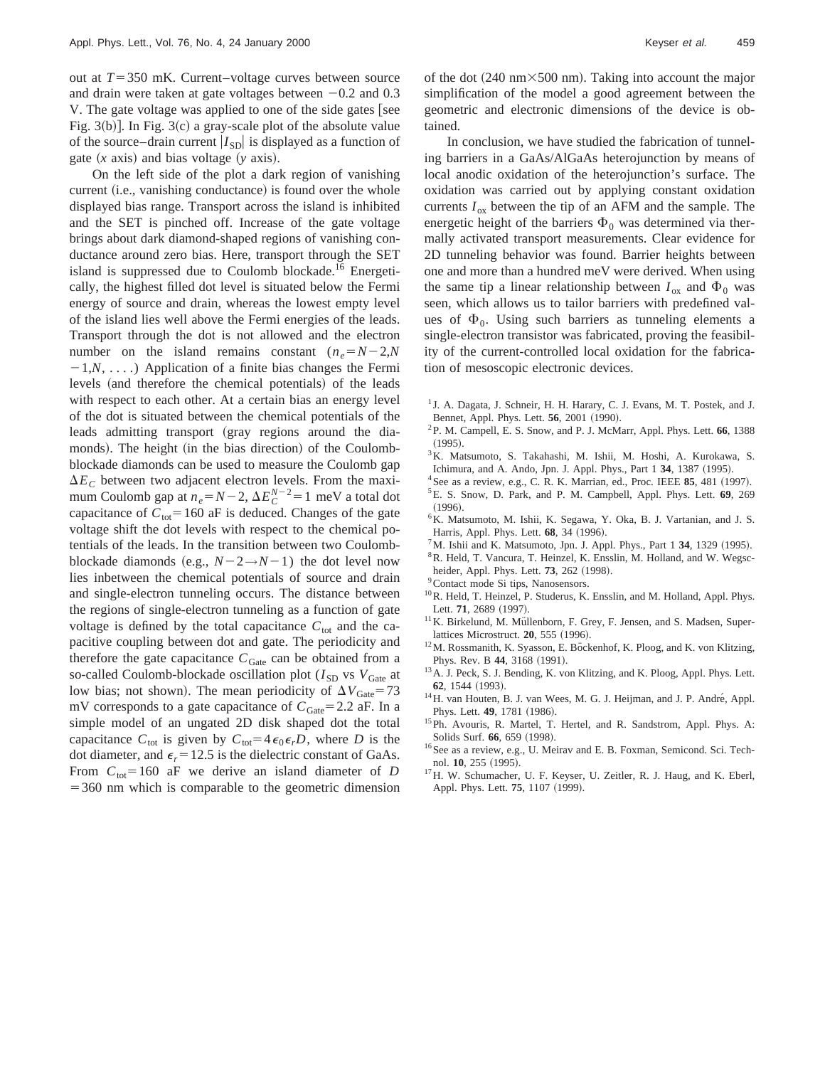out at $T=350$ mK. Current–voltage curves between source and drain were taken at gate voltages between $-0.2$ and 0.3 V. The gate voltage was applied to one of the side gates [see Fig. 3(b)]. In Fig. 3(c) a gray-scale plot of the absolute value of the source–drain current $|I_{SD}|$ is displayed as a function of gate ($x$ axis) and bias voltage ($y$ axis).

On the left side of the plot a dark region of vanishing current (i.e., vanishing conductance) is found over the whole displayed bias range. Transport across the island is inhibited and the SET is pinched off. Increase of the gate voltage brings about dark diamond-shaped regions of vanishing conductance around zero bias. Here, transport through the SET island is suppressed due to Coulomb blockade.[16] Energetically, the highest filled dot level is situated below the Fermi energy of source and drain, whereas the lowest empty level of the island lies well above the Fermi energies of the leads. Transport through the dot is not allowed and the electron number on the island remains constant ($n_e=N-2,N-1,N,\ldots.$) Application of a finite bias changes the Fermi levels (and therefore the chemical potentials) of the leads with respect to each other. At a certain bias an energy level of the dot is situated between the chemical potentials of the leads admitting transport (gray regions around the diamonds). The height (in the bias direction) of the Coulomb-blockade diamonds can be used to measure the Coulomb gap $\Delta E_C$ between two adjacent electron levels. From the maximum Coulomb gap at $n_e=N-2$, $\Delta E_C^{N-2}=1$ meV a total dot capacitance of $C_{tot}=160$ aF is deduced. Changes of the gate voltage shift the dot levels with respect to the chemical potentials of the leads. In the transition between two Coulomb-blockade diamonds (e.g., $N-2\rightarrow N-1$) the dot level now lies inbetween the chemical potentials of source and drain and single-electron tunneling occurs. The distance between the regions of single-electron tunneling as a function of gate voltage is defined by the total capacitance $C_{tot}$ and the capacitive coupling between dot and gate. The periodicity and therefore the gate capacitance $C_{Gate}$ can be obtained from a so-called Coulomb-blockade oscillation plot ($I_{SD}$ vs $V_{Gate}$ at low bias; not shown). The mean periodicity of $\Delta V_{Gate}=73$ mV corresponds to a gate capacitance of $C_{Gate}=2.2$ aF. In a simple model of an ungated 2D disk shaped dot the total capacitance $C_{tot}$ is given by $C_{tot}=4\epsilon_0\epsilon_r D$, where $D$ is the dot diameter, and $\epsilon_r=12.5$ is the dielectric constant of GaAs. From $C_{tot}=160$ aF we derive an island diameter of $D=360$ nm which is comparable to the geometric dimension of the dot (240 nm$\times$500 nm). Taking into account the major simplification of the model a good agreement between the geometric and electronic dimensions of the device is obtained.

In conclusion, we have studied the fabrication of tunneling barriers in a GaAs/AlGaAs heterojunction by means of local anodic oxidation of the heterojunction's surface. The oxidation was carried out by applying constant oxidation currents $I_{ox}$ between the tip of an AFM and the sample. The energetic height of the barriers $\Phi_0$ was determined via thermally activated transport measurements. Clear evidence for 2D tunneling behavior was found. Barrier heights between one and more than a hundred meV were derived. When using the same tip a linear relationship between $I_{ox}$ and $\Phi_0$ was seen, which allows us to tailor barriers with predefined values of $\Phi_0$. Using such barriers as tunneling elements a single-electron transistor was fabricated, proving the feasibility of the current-controlled local oxidation for the fabrication of mesoscopic electronic devices.

[1] J. A. Dagata, J. Schneir, H. H. Harary, C. J. Evans, M. T. Postek, and J. Bennet, Appl. Phys. Lett. **56**, 2001 (1990).
[2] P. M. Campell, E. S. Snow, and P. J. McMarr, Appl. Phys. Lett. **66**, 1388 (1995).
[3] K. Matsumoto, S. Takahashi, M. Ishii, M. Hoshi, A. Kurokawa, S. Ichimura, and A. Ando, Jpn. J. Appl. Phys., Part 1 **34**, 1387 (1995).
[4] See as a review, e.g., C. R. K. Marrian, ed., Proc. IEEE **85**, 481 (1997).
[5] E. S. Snow, D. Park, and P. M. Campbell, Appl. Phys. Lett. **69**, 269 (1996).
[6] K. Matsumoto, M. Ishii, K. Segawa, Y. Oka, B. J. Vartanian, and J. S. Harris, Appl. Phys. Lett. **68**, 34 (1996).
[7] M. Ishii and K. Matsumoto, Jpn. J. Appl. Phys., Part 1 **34**, 1329 (1995).
[8] R. Held, T. Vancura, T. Heinzel, K. Ensslin, M. Holland, and W. Wegscheider, Appl. Phys. Lett. **73**, 262 (1998).
[9] Contact mode Si tips, Nanosensors.
[10] R. Held, T. Heinzel, P. Studerus, K. Ensslin, and M. Holland, Appl. Phys. Lett. **71**, 2689 (1997).
[11] K. Birkelund, M. Müllenborn, F. Grey, F. Jensen, and S. Madsen, Superlattices Microstruct. **20**, 555 (1996).
[12] M. Rossmanith, K. Syasson, E. Böckenhof, K. Ploog, and K. von Klitzing, Phys. Rev. B **44**, 3168 (1991).
[13] A. J. Peck, S. J. Bending, K. von Klitzing, and K. Ploog, Appl. Phys. Lett. **62**, 1544 (1993).
[14] H. van Houten, B. J. van Wees, M. G. J. Heijman, and J. P. André, Appl. Phys. Lett. **49**, 1781 (1986).
[15] Ph. Avouris, R. Martel, T. Hertel, and R. Sandstrom, Appl. Phys. A: Solids Surf. **66**, 659 (1998).
[16] See as a review, e.g., U. Meirav and E. B. Foxman, Semicond. Sci. Technol. **10**, 255 (1995).
[17] H. W. Schumacher, U. F. Keyser, U. Zeitler, R. J. Haug, and K. Eberl, Appl. Phys. Lett. **75**, 1107 (1999).